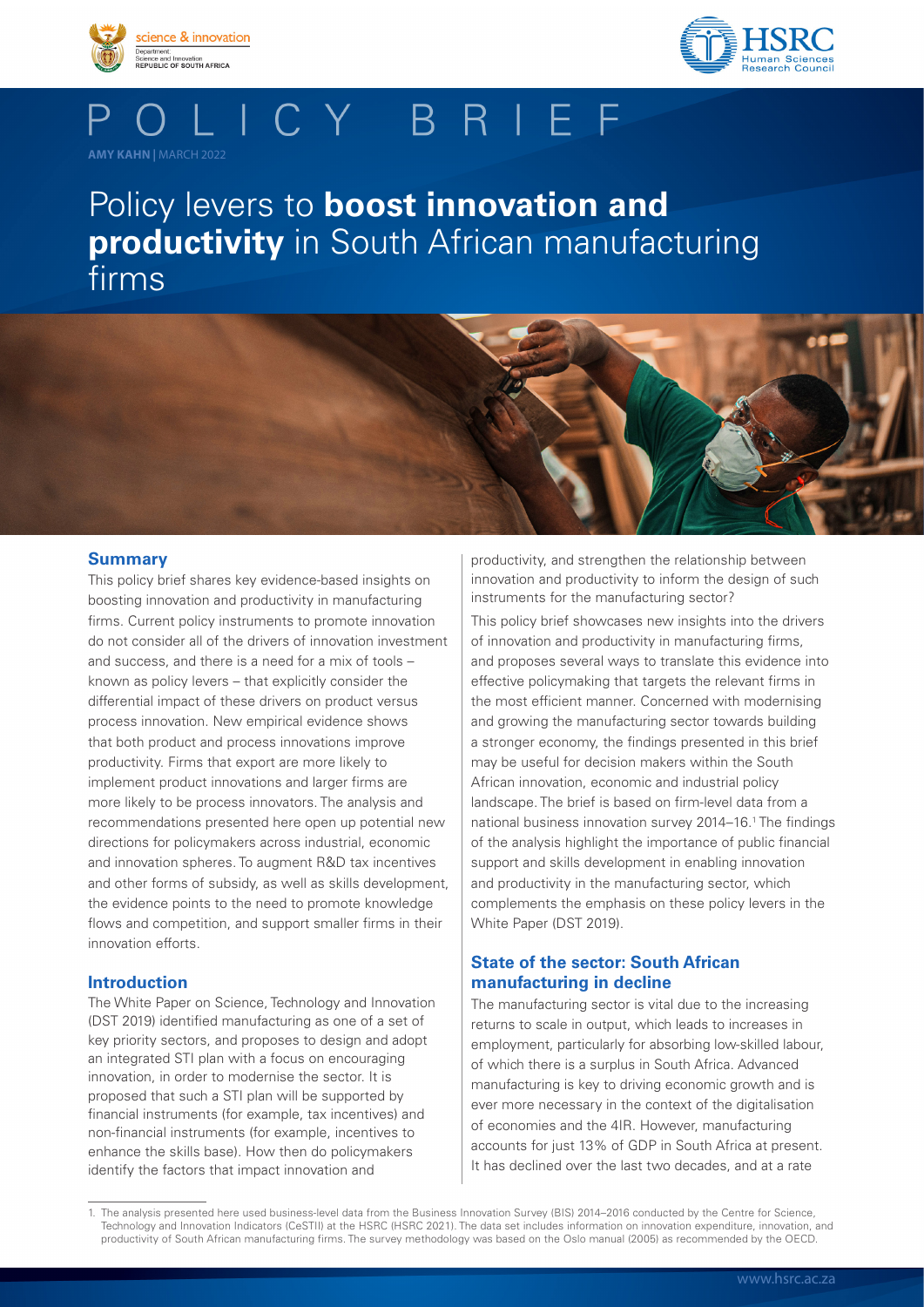# POLICY BRIEF

**AMY KAHN** | MARCH 2022

# Policy levers to **boost innovation and productivity** in South African manufacturing firms

## Summary

This policy brief shares key evidence-based insights on boosting innovation and productivity in manufacturing firms. Current policy instruments to promote innovation do not consider all of the drivers of innovation investment and success, and there is a need for a mix of tools – known as policy levers – that explicitly consider the differential impact of these drivers on product versus process innovation. New empirical evidence shows that both product and process innovations improve productivity. Firms that export are more likely to implement product innovations and larger firms are more likely to be process innovators. The analysis and recommendations presented here open up potential new directions for policymakers across industrial, economic and innovation spheres. To augment R&D tax incentives and other forms of subsidy, as well as skills development, the evidence points to the need to promote knowledge flows and competition, and support smaller firms in their innovation efforts.

## Introduction

The White Paper on Science, Technology and Innovation (DST 2019) identified manufacturing as one of a set of key priority sectors, and proposes to design and adopt an integrated STI plan with a focus on encouraging innovation, in order to modernise the sector. It is proposed that such a STI plan will be supported by financial instruments (for example, tax incentives) and non-financial instruments (for example, incentives to enhance the skills base). How then do policymakers identify the factors that impact innovation and productivity, and strengthen the relationship between innovation and productivity to inform the design of such instruments for the manufacturing sector?

This policy brief showcases new insights into the drivers of innovation and productivity in manufacturing firms, and proposes several ways to translate this evidence into effective policymaking that targets the relevant firms in the most efficient manner. Concerned with modernising and growing the manufacturing sector towards building a stronger economy, the findings presented in this brief may be useful for decision makers within the South African innovation, economic and industrial policy landscape. The brief is based on firm-level data from a national business innovation survey 2014–16.[1] The findings of the analysis highlight the importance of public financial support and skills development in enabling innovation and productivity in the manufacturing sector, which complements the emphasis on these policy levers in the White Paper (DST 2019).

## State of the sector: South African manufacturing in decline

The manufacturing sector is vital due to the increasing returns to scale in output, which leads to increases in employment, particularly for absorbing low-skilled labour, of which there is a surplus in South Africa. Advanced manufacturing is key to driving economic growth and is ever more necessary in the context of the digitalisation of economies and the 4IR. However, manufacturing accounts for just 13% of GDP in South Africa at present. It has declined over the last two decades, and at a rate

---

1. The analysis presented here used business-level data from the Business Innovation Survey (BIS) 2014–2016 conducted by the Centre for Science, Technology and Innovation Indicators (CeSTII) at the HSRC (HSRC 2021). The data set includes information on innovation expenditure, innovation, and productivity of South African manufacturing firms. The survey methodology was based on the Oslo manual (2005) as recommended by the OECD.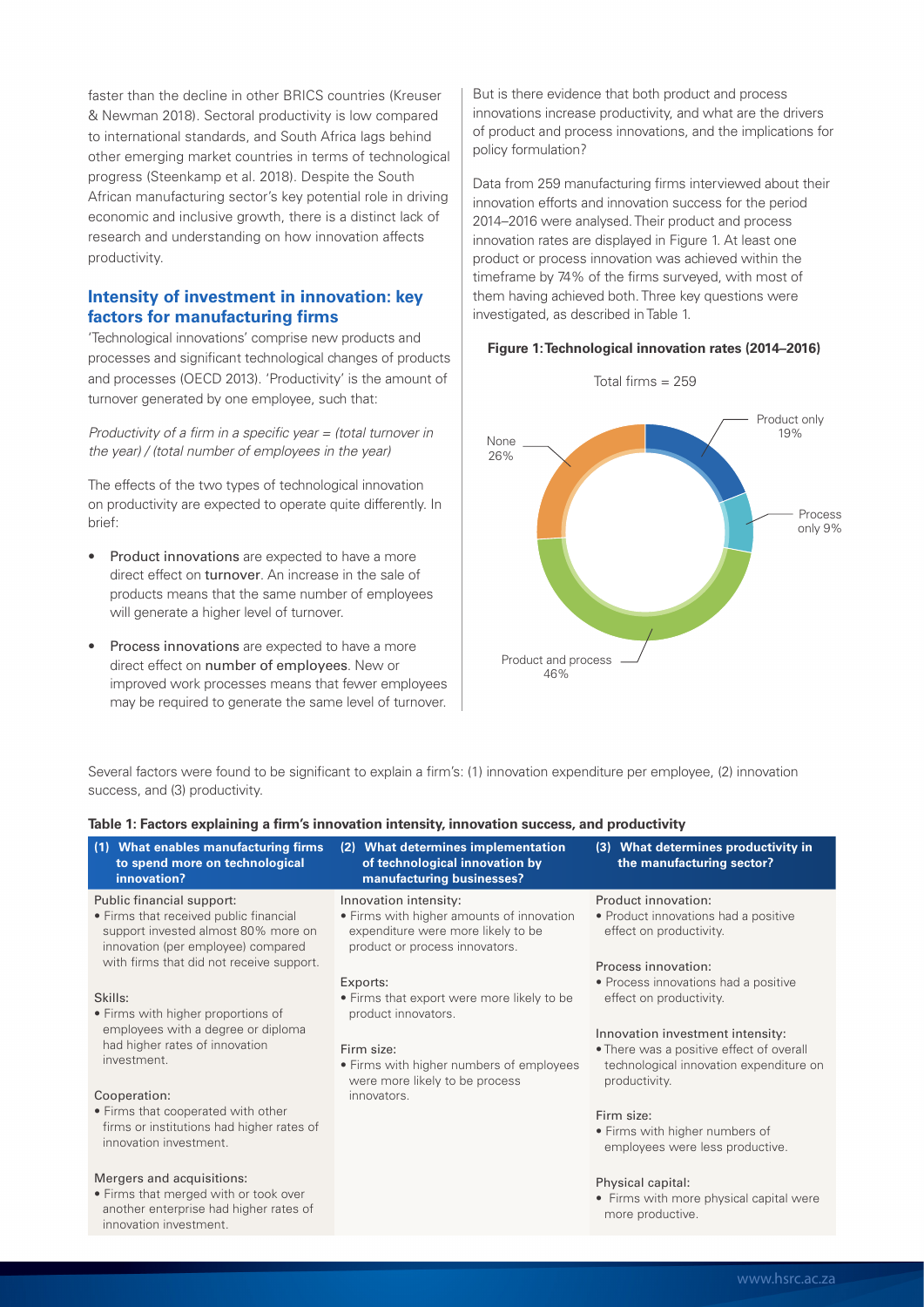faster than the decline in other BRICS countries (Kreuser & Newman 2018). Sectoral productivity is low compared to international standards, and South Africa lags behind other emerging market countries in terms of technological progress (Steenkamp et al. 2018). Despite the South African manufacturing sector's key potential role in driving economic and inclusive growth, there is a distinct lack of research and understanding on how innovation affects productivity.

## Intensity of investment in innovation: key factors for manufacturing firms

'Technological innovations' comprise new products and processes and significant technological changes of products and processes (OECD 2013). 'Productivity' is the amount of turnover generated by one employee, such that:

*Productivity of a firm in a specific year = (total turnover in the year) / (total number of employees in the year)*

The effects of the two types of technological innovation on productivity are expected to operate quite differently. In brief:

- Product innovations are expected to have a more direct effect on turnover. An increase in the sale of products means that the same number of employees will generate a higher level of turnover.
- Process innovations are expected to have a more direct effect on number of employees. New or improved work processes means that fewer employees may be required to generate the same level of turnover.

But is there evidence that both product and process innovations increase productivity, and what are the drivers of product and process innovations, and the implications for policy formulation?

Data from 259 manufacturing firms interviewed about their innovation efforts and innovation success for the period 2014–2016 were analysed. Their product and process innovation rates are displayed in Figure 1. At least one product or process innovation was achieved within the timeframe by 74% of the firms surveyed, with most of them having achieved both. Three key questions were investigated, as described in Table 1.

**Figure 1: Technological innovation rates (2014–2016)**

Total firms = 259

| Category | Share |
|---|---|
| Product only | 19% |
| Process only | 9% |
| Product and process | 46% |
| None | 26% |

Several factors were found to be significant to explain a firm's: (1) innovation expenditure per employee, (2) innovation success, and (3) productivity.

**Table 1: Factors explaining a firm's innovation intensity, innovation success, and productivity**

| (1) What enables manufacturing firms to spend more on technological innovation? | (2) What determines implementation of technological innovation by manufacturing businesses? | (3) What determines productivity in the manufacturing sector? |
|---|---|---|
| Public financial support:<br>• Firms that received public financial support invested almost 80% more on innovation (per employee) compared with firms that did not receive support.<br><br>Skills:<br>• Firms with higher proportions of employees with a degree or diploma had higher rates of innovation investment.<br><br>Cooperation:<br>• Firms that cooperated with other firms or institutions had higher rates of innovation investment.<br><br>Mergers and acquisitions:<br>• Firms that merged with or took over another enterprise had higher rates of innovation investment. | Innovation intensity:<br>• Firms with higher amounts of innovation expenditure were more likely to be product or process innovators.<br><br>Exports:<br>• Firms that export were more likely to be product innovators.<br><br>Firm size:<br>• Firms with higher numbers of employees were more likely to be process innovators. | Product innovation:<br>• Product innovations had a positive effect on productivity.<br><br>Process innovation:<br>• Process innovations had a positive effect on productivity.<br><br>Innovation investment intensity:<br>• There was a positive effect of overall technological innovation expenditure on productivity.<br><br>Firm size:<br>• Firms with higher numbers of employees were less productive.<br><br>Physical capital:<br>• Firms with more physical capital were more productive. |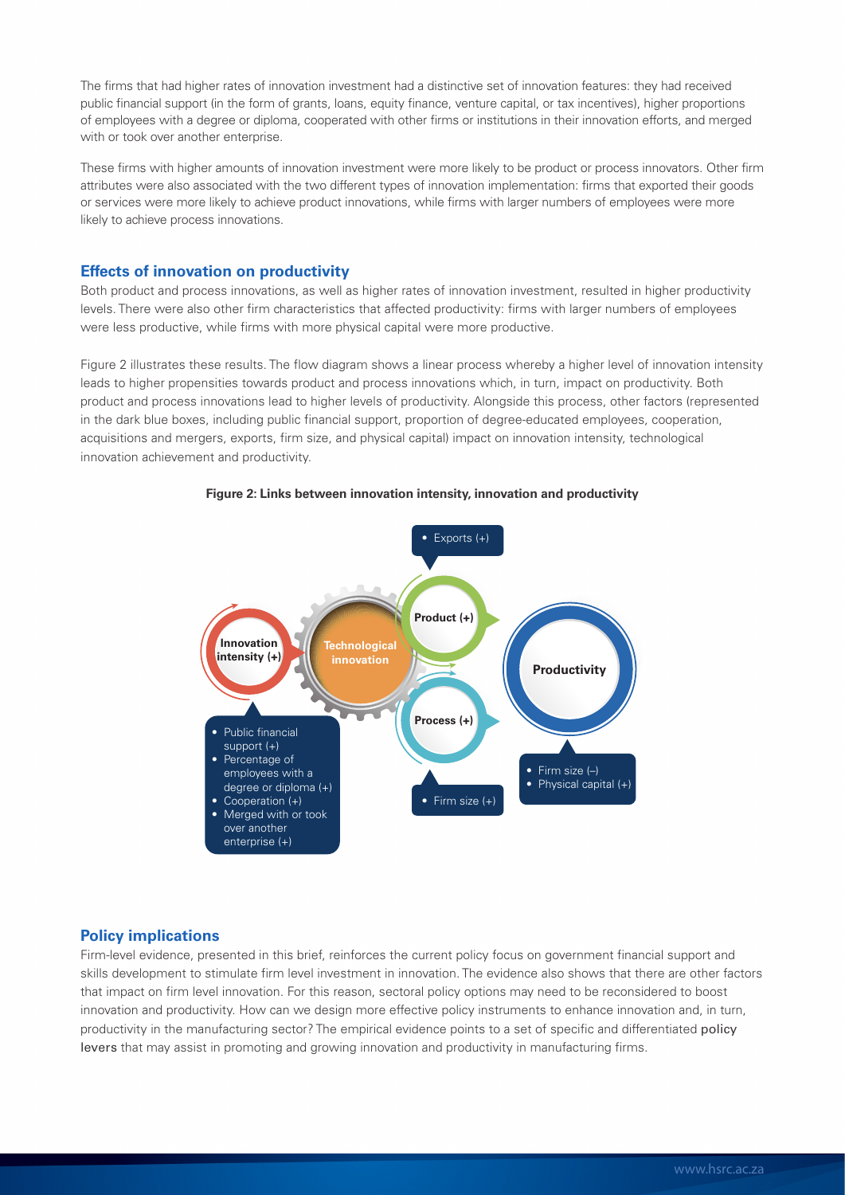The firms that had higher rates of innovation investment had a distinctive set of innovation features: they had received public financial support (in the form of grants, loans, equity finance, venture capital, or tax incentives), higher proportions of employees with a degree or diploma, cooperated with other firms or institutions in their innovation efforts, and merged with or took over another enterprise.

These firms with higher amounts of innovation investment were more likely to be product or process innovators. Other firm attributes were also associated with the two different types of innovation implementation: firms that exported their goods or services were more likely to achieve product innovations, while firms with larger numbers of employees were more likely to achieve process innovations.

## Effects of innovation on productivity

Both product and process innovations, as well as higher rates of innovation investment, resulted in higher productivity levels. There were also other firm characteristics that affected productivity: firms with larger numbers of employees were less productive, while firms with more physical capital were more productive.

Figure 2 illustrates these results. The flow diagram shows a linear process whereby a higher level of innovation intensity leads to higher propensities towards product and process innovations which, in turn, impact on productivity. Both product and process innovations lead to higher levels of productivity. Alongside this process, other factors (represented in the dark blue boxes, including public financial support, proportion of degree-educated employees, cooperation, acquisitions and mergers, exports, firm size, and physical capital) impact on innovation intensity, technological innovation achievement and productivity.

**Figure 2: Links between innovation intensity, innovation and productivity**

- Innovation intensity (+)
  - Public financial support (+)
  - Percentage of employees with a degree or diploma (+)
  - Cooperation (+)
  - Merged with or took over another enterprise (+)
- Technological innovation
  - Product (+)
    - Exports (+)
  - Process (+)
    - Firm size (+)
- Productivity
  - Firm size (–)
  - Physical capital (+)

## Policy implications

Firm-level evidence, presented in this brief, reinforces the current policy focus on government financial support and skills development to stimulate firm level investment in innovation. The evidence also shows that there are other factors that impact on firm level innovation. For this reason, sectoral policy options may need to be reconsidered to boost innovation and productivity. How can we design more effective policy instruments to enhance innovation and, in turn, productivity in the manufacturing sector? The empirical evidence points to a set of specific and differentiated policy levers that may assist in promoting and growing innovation and productivity in manufacturing firms.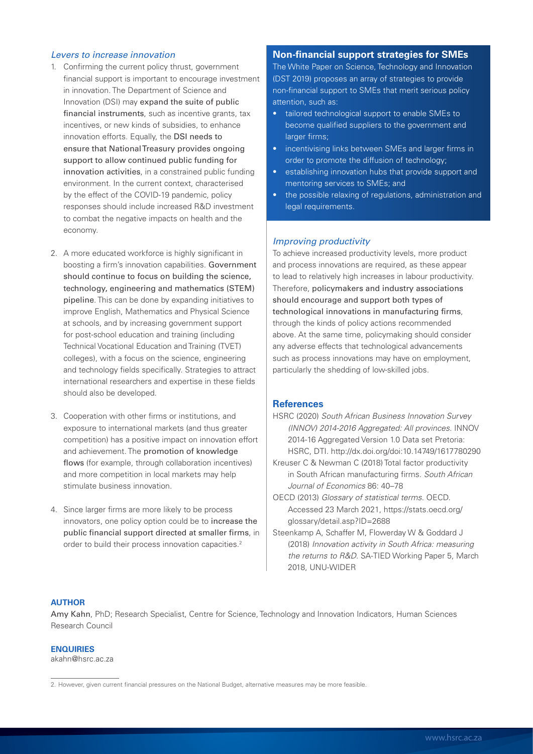### *Levers to increase innovation*

1. Confirming the current policy thrust, government financial support is important to encourage investment in innovation. The Department of Science and Innovation (DSI) may expand the suite of public financial instruments, such as incentive grants, tax incentives, or new kinds of subsidies, to enhance innovation efforts. Equally, the DSI needs to ensure that National Treasury provides ongoing support to allow continued public funding for innovation activities, in a constrained public funding environment. In the current context, characterised by the effect of the COVID-19 pandemic, policy responses should include increased R&D investment to combat the negative impacts on health and the economy.

2. A more educated workforce is highly significant in boosting a firm's innovation capabilities. Government should continue to focus on building the science, technology, engineering and mathematics (STEM) pipeline. This can be done by expanding initiatives to improve English, Mathematics and Physical Science at schools, and by increasing government support for post-school education and training (including Technical Vocational Education and Training (TVET) colleges), with a focus on the science, engineering and technology fields specifically. Strategies to attract international researchers and expertise in these fields should also be developed.

3. Cooperation with other firms or institutions, and exposure to international markets (and thus greater competition) has a positive impact on innovation effort and achievement. The promotion of knowledge flows (for example, through collaboration incentives) and more competition in local markets may help stimulate business innovation.

4. Since larger firms are more likely to be process innovators, one policy option could be to increase the public financial support directed at smaller firms, in order to build their process innovation capacities.[2]

## Non-financial support strategies for SMEs

The White Paper on Science, Technology and Innovation (DST 2019) proposes an array of strategies to provide non-financial support to SMEs that merit serious policy attention, such as:

- tailored technological support to enable SMEs to become qualified suppliers to the government and larger firms;
- incentivising links between SMEs and larger firms in order to promote the diffusion of technology;
- establishing innovation hubs that provide support and mentoring services to SMEs; and
- the possible relaxing of regulations, administration and legal requirements.

### *Improving productivity*

To achieve increased productivity levels, more product and process innovations are required, as these appear to lead to relatively high increases in labour productivity. Therefore, policymakers and industry associations should encourage and support both types of technological innovations in manufacturing firms, through the kinds of policy actions recommended above. At the same time, policymaking should consider any adverse effects that technological advancements such as process innovations may have on employment, particularly the shedding of low-skilled jobs.

## References

HSRC (2020) *South African Business Innovation Survey (INNOV) 2014-2016 Aggregated: All provinces.* INNOV 2014-16 Aggregated Version 1.0 Data set Pretoria: HSRC, DTI. http://dx.doi.org/doi:10.14749/1617780290

Kreuser C & Newman C (2018) Total factor productivity in South African manufacturing firms. *South African Journal of Economics* 86: 40–78

OECD (2013) *Glossary of statistical terms.* OECD. Accessed 23 March 2021, https://stats.oecd.org/glossary/detail.asp?ID=2688

Steenkamp A, Schaffer M, Flowerday W & Goddard J (2018) *Innovation activity in South Africa: measuring the returns to R&D.* SA-TIED Working Paper 5, March 2018, UNU-WIDER

**AUTHOR**

Amy Kahn, PhD; Research Specialist, Centre for Science, Technology and Innovation Indicators, Human Sciences Research Council

**ENQUIRIES**

akahn@hsrc.ac.za

2. However, given current financial pressures on the National Budget, alternative measures may be more feasible.